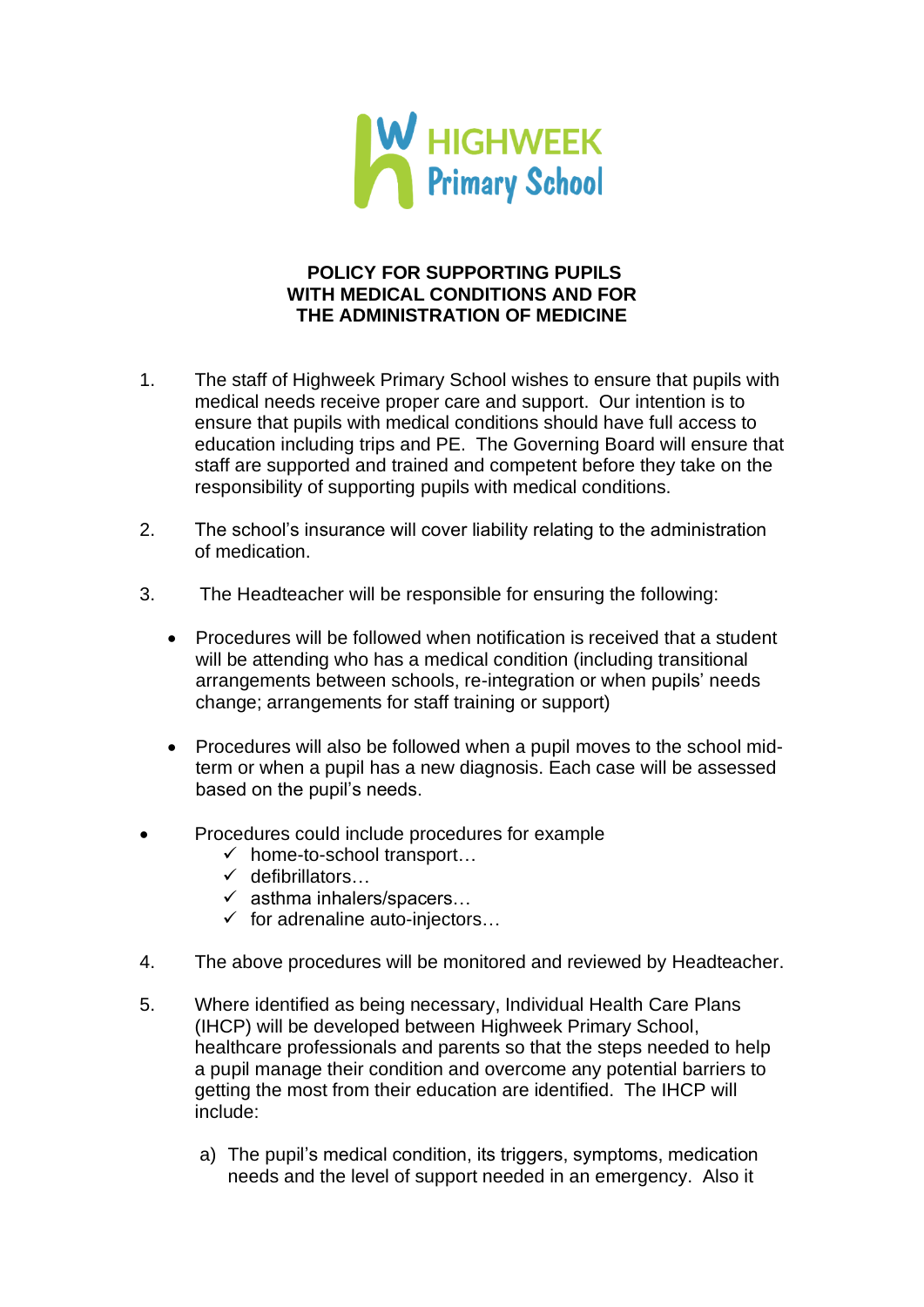HIGHWEEK Primary School

# POLICY FOR SUPPORTING PUPILS WITH MEDICAL CONDITIONS AND FOR THE ADMINISTRATION OF MEDICINE

1. The staff of Highweek Primary School wishes to ensure that pupils with medical needs receive proper care and support. Our intention is to ensure that pupils with medical conditions should have full access to education including trips and PE. The Governing Board will ensure that staff are supported and trained and competent before they take on the responsibility of supporting pupils with medical conditions.

2. The school's insurance will cover liability relating to the administration of medication.

3. The Headteacher will be responsible for ensuring the following:

   - Procedures will be followed when notification is received that a student will be attending who has a medical condition (including transitional arrangements between schools, re-integration or when pupils' needs change; arrangements for staff training or support)

   - Procedures will also be followed when a pupil moves to the school mid-term or when a pupil has a new diagnosis. Each case will be assessed based on the pupil's needs.

- Procedures could include procedures for example
  - ✓ home-to-school transport…
  - ✓ defibrillators…
  - ✓ asthma inhalers/spacers…
  - ✓ for adrenaline auto-injectors…

4. The above procedures will be monitored and reviewed by Headteacher.

5. Where identified as being necessary, Individual Health Care Plans (IHCP) will be developed between Highweek Primary School, healthcare professionals and parents so that the steps needed to help a pupil manage their condition and overcome any potential barriers to getting the most from their education are identified. The IHCP will include:

   a) The pupil's medical condition, its triggers, symptoms, medication needs and the level of support needed in an emergency. Also it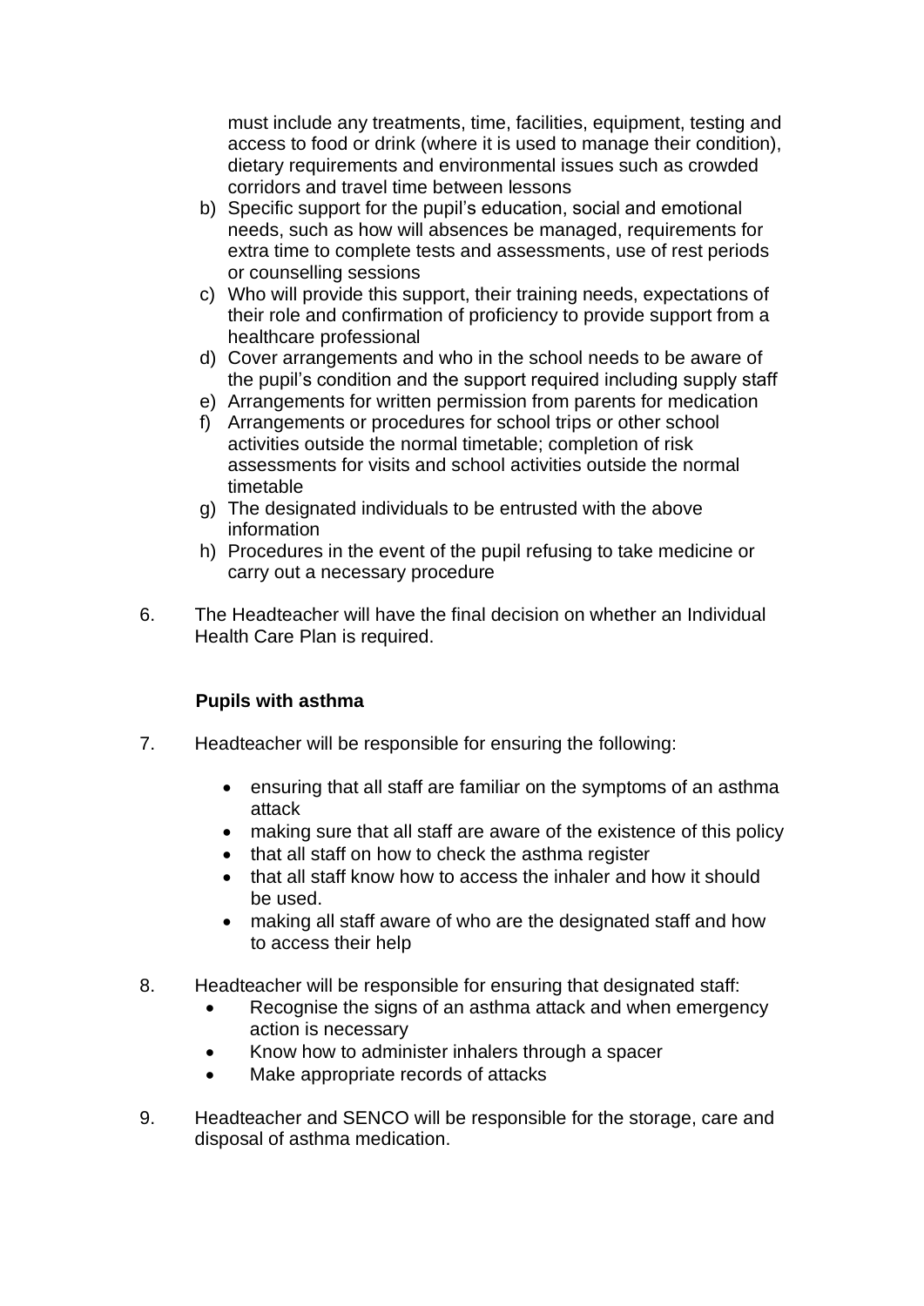must include any treatments, time, facilities, equipment, testing and access to food or drink (where it is used to manage their condition), dietary requirements and environmental issues such as crowded corridors and travel time between lessons

b) Specific support for the pupil's education, social and emotional needs, such as how will absences be managed, requirements for extra time to complete tests and assessments, use of rest periods or counselling sessions
c) Who will provide this support, their training needs, expectations of their role and confirmation of proficiency to provide support from a healthcare professional
d) Cover arrangements and who in the school needs to be aware of the pupil's condition and the support required including supply staff
e) Arrangements for written permission from parents for medication
f) Arrangements or procedures for school trips or other school activities outside the normal timetable; completion of risk assessments for visits and school activities outside the normal timetable
g) The designated individuals to be entrusted with the above information
h) Procedures in the event of the pupil refusing to take medicine or carry out a necessary procedure

6. The Headteacher will have the final decision on whether an Individual Health Care Plan is required.

**Pupils with asthma**

7. Headteacher will be responsible for ensuring the following:

    - ensuring that all staff are familiar on the symptoms of an asthma attack
    - making sure that all staff are aware of the existence of this policy
    - that all staff on how to check the asthma register
    - that all staff know how to access the inhaler and how it should be used.
    - making all staff aware of who are the designated staff and how to access their help

8. Headteacher will be responsible for ensuring that designated staff:
    - Recognise the signs of an asthma attack and when emergency action is necessary
    - Know how to administer inhalers through a spacer
    - Make appropriate records of attacks

9. Headteacher and SENCO will be responsible for the storage, care and disposal of asthma medication.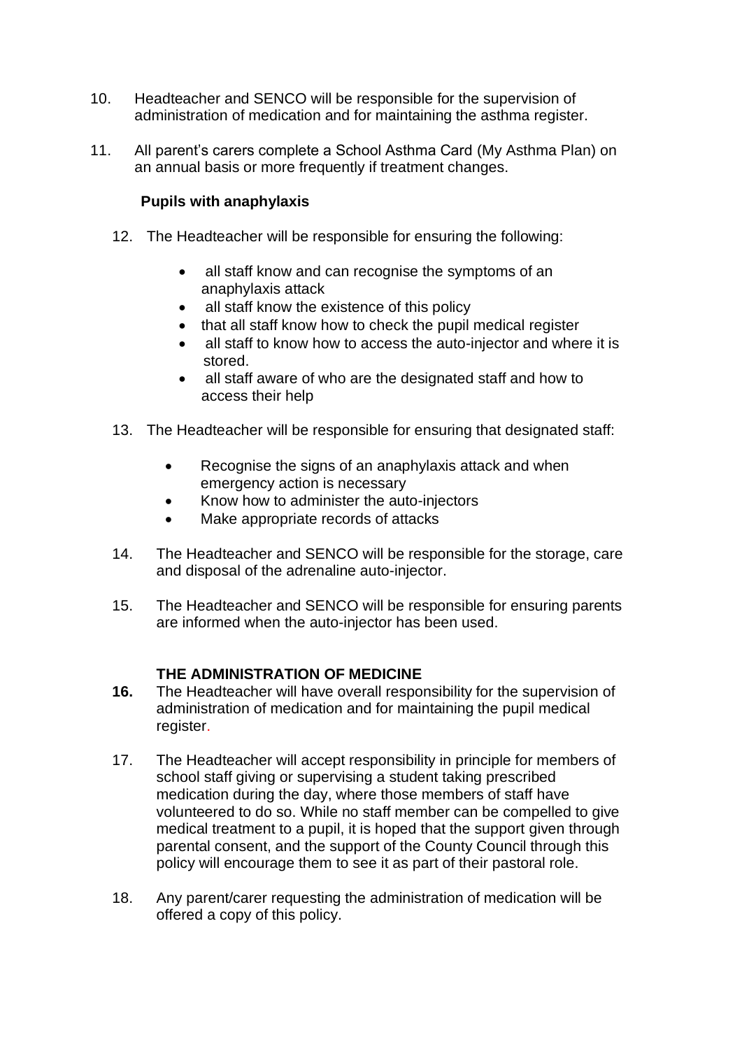10. Headteacher and SENCO will be responsible for the supervision of administration of medication and for maintaining the asthma register.

11. All parent's carers complete a School Asthma Card (My Asthma Plan) on an annual basis or more frequently if treatment changes.

**Pupils with anaphylaxis**

12. The Headteacher will be responsible for ensuring the following:

    - all staff know and can recognise the symptoms of an anaphylaxis attack
    - all staff know the existence of this policy
    - that all staff know how to check the pupil medical register
    - all staff to know how to access the auto-injector and where it is stored.
    - all staff aware of who are the designated staff and how to access their help

13. The Headteacher will be responsible for ensuring that designated staff:

    - Recognise the signs of an anaphylaxis attack and when emergency action is necessary
    - Know how to administer the auto-injectors
    - Make appropriate records of attacks

14. The Headteacher and SENCO will be responsible for the storage, care and disposal of the adrenaline auto-injector.

15. The Headteacher and SENCO will be responsible for ensuring parents are informed when the auto-injector has been used.

**THE ADMINISTRATION OF MEDICINE**

**16.** The Headteacher will have overall responsibility for the supervision of administration of medication and for maintaining the pupil medical register.

17. The Headteacher will accept responsibility in principle for members of school staff giving or supervising a student taking prescribed medication during the day, where those members of staff have volunteered to do so. While no staff member can be compelled to give medical treatment to a pupil, it is hoped that the support given through parental consent, and the support of the County Council through this policy will encourage them to see it as part of their pastoral role.

18. Any parent/carer requesting the administration of medication will be offered a copy of this policy.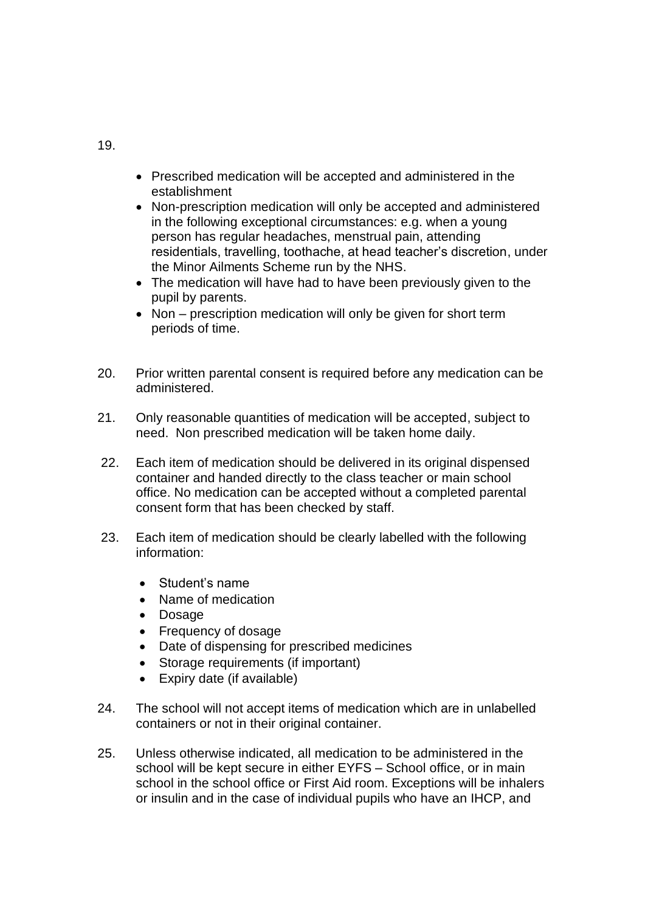19.

- Prescribed medication will be accepted and administered in the establishment
- Non-prescription medication will only be accepted and administered in the following exceptional circumstances: e.g. when a young person has regular headaches, menstrual pain, attending residentials, travelling, toothache, at head teacher's discretion, under the Minor Ailments Scheme run by the NHS.
- The medication will have had to have been previously given to the pupil by parents.
- Non – prescription medication will only be given for short term periods of time.

20. Prior written parental consent is required before any medication can be administered.

21. Only reasonable quantities of medication will be accepted, subject to need. Non prescribed medication will be taken home daily.

22. Each item of medication should be delivered in its original dispensed container and handed directly to the class teacher or main school office. No medication can be accepted without a completed parental consent form that has been checked by staff.

23. Each item of medication should be clearly labelled with the following information:

    - Student's name
    - Name of medication
    - Dosage
    - Frequency of dosage
    - Date of dispensing for prescribed medicines
    - Storage requirements (if important)
    - Expiry date (if available)

24. The school will not accept items of medication which are in unlabelled containers or not in their original container.

25. Unless otherwise indicated, all medication to be administered in the school will be kept secure in either EYFS – School office, or in main school in the school office or First Aid room. Exceptions will be inhalers or insulin and in the case of individual pupils who have an IHCP, and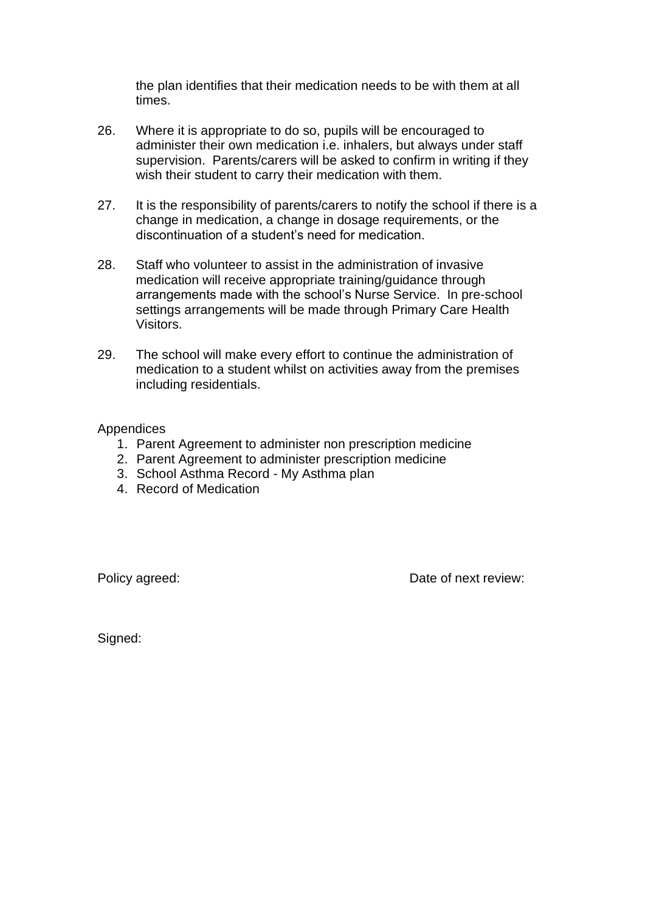the plan identifies that their medication needs to be with them at all times.

26. Where it is appropriate to do so, pupils will be encouraged to administer their own medication i.e. inhalers, but always under staff supervision. Parents/carers will be asked to confirm in writing if they wish their student to carry their medication with them.

27. It is the responsibility of parents/carers to notify the school if there is a change in medication, a change in dosage requirements, or the discontinuation of a student's need for medication.

28. Staff who volunteer to assist in the administration of invasive medication will receive appropriate training/guidance through arrangements made with the school's Nurse Service. In pre-school settings arrangements will be made through Primary Care Health Visitors.

29. The school will make every effort to continue the administration of medication to a student whilst on activities away from the premises including residentials.

Appendices

1. Parent Agreement to administer non prescription medicine
2. Parent Agreement to administer prescription medicine
3. School Asthma Record - My Asthma plan
4. Record of Medication

Policy agreed: Date of next review:

Signed: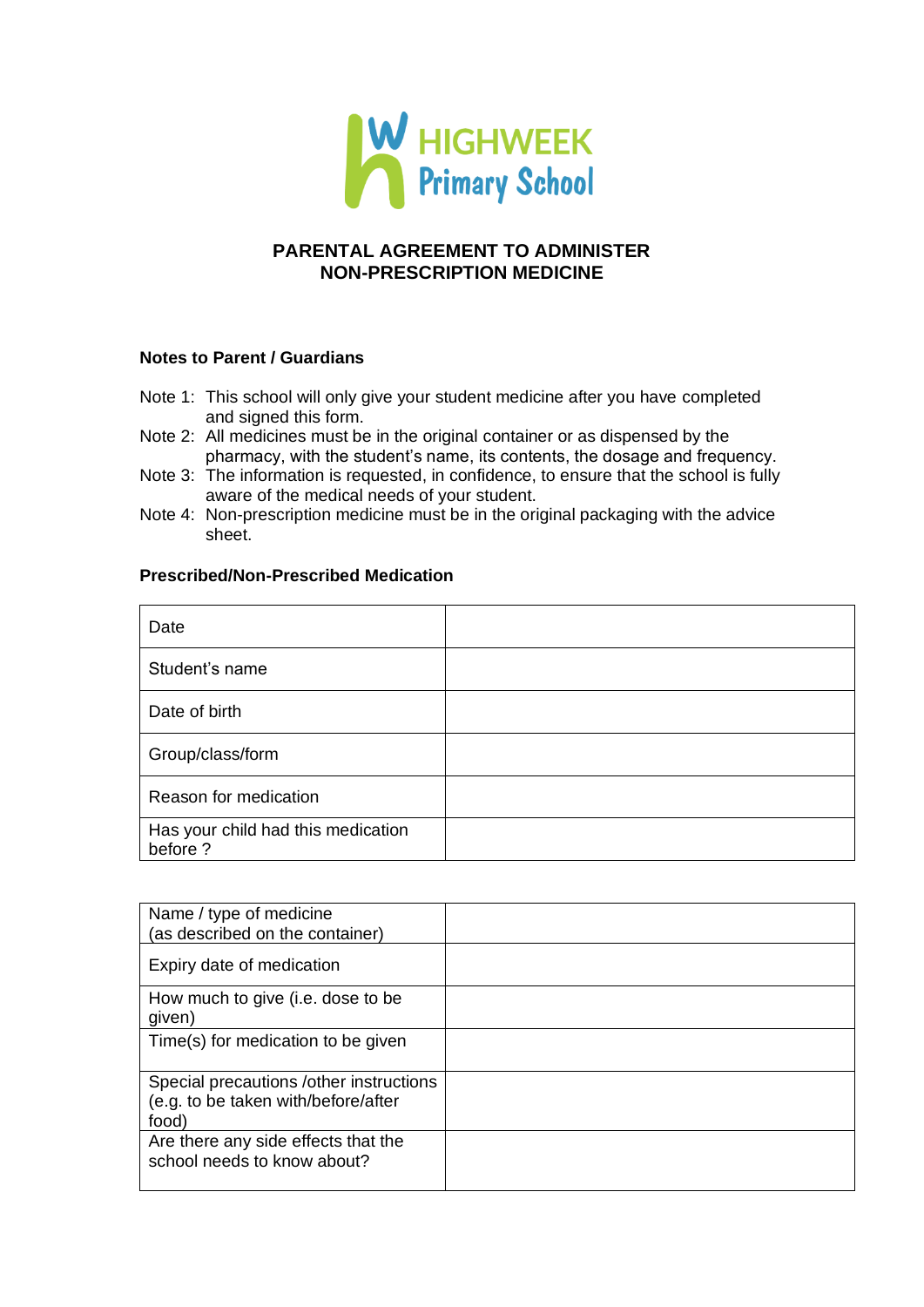HIGHWEEK
Primary School

# PARENTAL AGREEMENT TO ADMINISTER NON-PRESCRIPTION MEDICINE

**Notes to Parent / Guardians**

Note 1: This school will only give your student medicine after you have completed and signed this form.
Note 2: All medicines must be in the original container or as dispensed by the pharmacy, with the student's name, its contents, the dosage and frequency.
Note 3: The information is requested, in confidence, to ensure that the school is fully aware of the medical needs of your student.
Note 4: Non-prescription medicine must be in the original packaging with the advice sheet.

**Prescribed/Non-Prescribed Medication**

| | |
|---|---|
| Date | |
| Student's name | |
| Date of birth | |
| Group/class/form | |
| Reason for medication | |
| Has your child had this medication before ? | |

| | |
|---|---|
| Name / type of medicine (as described on the container) | |
| Expiry date of medication | |
| How much to give (i.e. dose to be given) | |
| Time(s) for medication to be given | |
| Special precautions /other instructions (e.g. to be taken with/before/after food) | |
| Are there any side effects that the school needs to know about? | |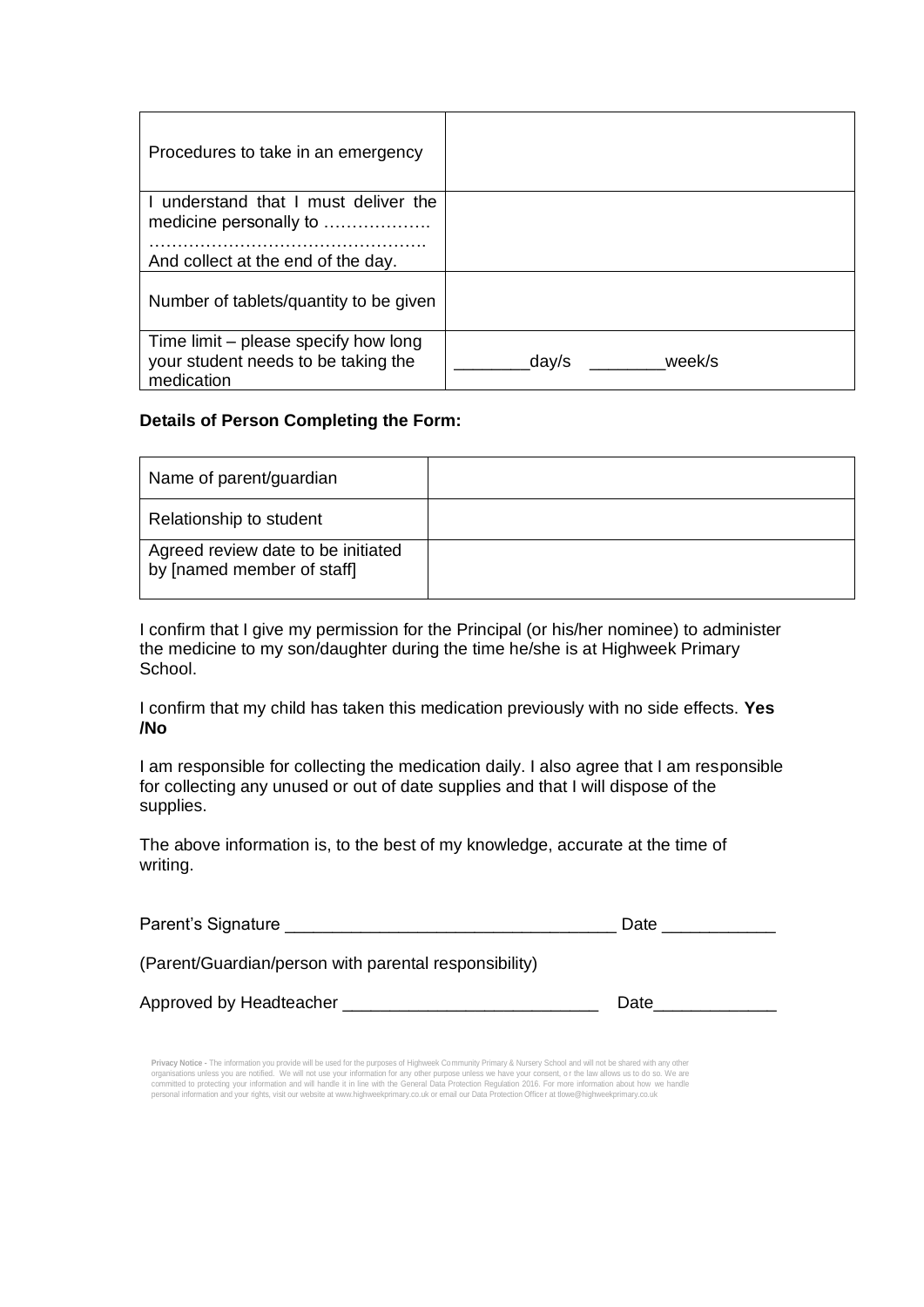| Procedures to take in an emergency | |
|---|---|
| I understand that I must deliver the medicine personally to ………………. …………………………………………. And collect at the end of the day. | |
| Number of tablets/quantity to be given | |
| Time limit – please specify how long your student needs to be taking the medication | ________day/s ________week/s |

**Details of Person Completing the Form:**

| Name of parent/guardian | |
|---|---|
| Relationship to student | |
| Agreed review date to be initiated by [named member of staff] | |

I confirm that I give my permission for the Principal (or his/her nominee) to administer the medicine to my son/daughter during the time he/she is at Highweek Primary School.

I confirm that my child has taken this medication previously with no side effects. **Yes /No**

I am responsible for collecting the medication daily. I also agree that I am responsible for collecting any unused or out of date supplies and that I will dispose of the supplies.

The above information is, to the best of my knowledge, accurate at the time of writing.

Parent's Signature ___________________________________ Date ____________

(Parent/Guardian/person with parental responsibility)

Approved by Headteacher ___________________________ Date_____________

**Privacy Notice** - The information you provide will be used for the purposes of Highweek Community Primary & Nursery School and will not be shared with any other organisations unless you are notified. We will not use your information for any other purpose unless we have your consent, or the law allows us to do so. We are committed to protecting your information and will handle it in line with the General Data Protection Regulation 2016. For more information about how we handle personal information and your rights, visit our website at www.highweekprimary.co.uk or email our Data Protection Officer at tlowe@highweekprimary.co.uk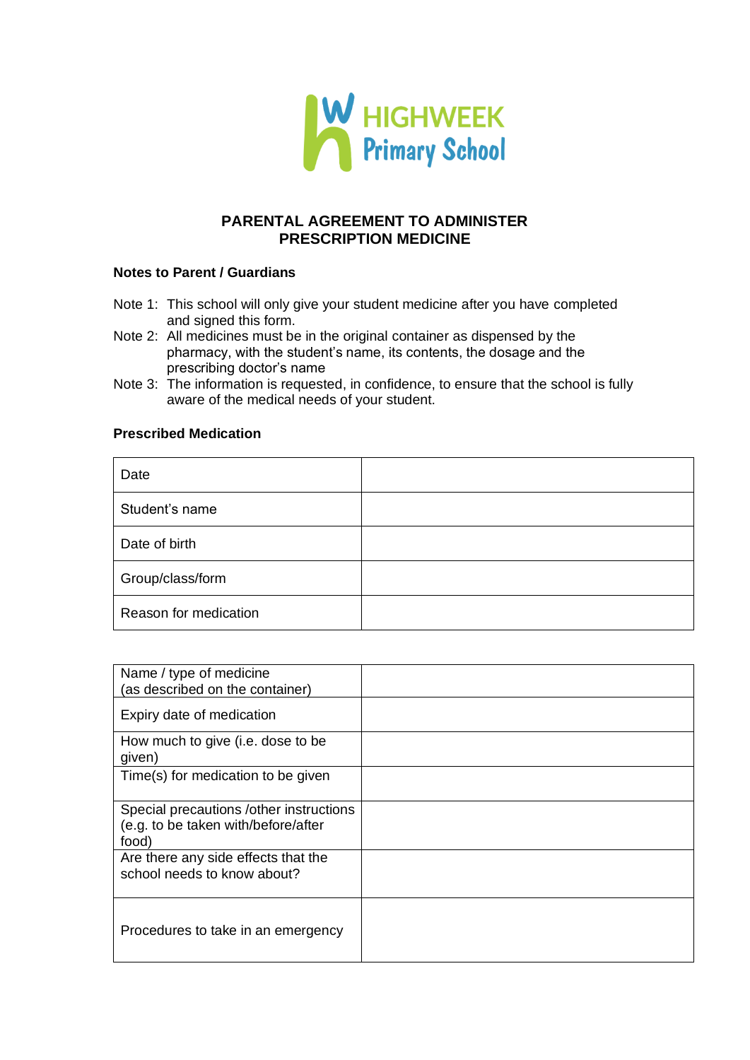HIGHWEEK
Primary School

## PARENTAL AGREEMENT TO ADMINISTER PRESCRIPTION MEDICINE

**Notes to Parent / Guardians**

Note 1: This school will only give your student medicine after you have completed and signed this form.

Note 2: All medicines must be in the original container as dispensed by the pharmacy, with the student's name, its contents, the dosage and the prescribing doctor's name

Note 3: The information is requested, in confidence, to ensure that the school is fully aware of the medical needs of your student.

**Prescribed Medication**

| | |
|---|---|
| Date | |
| Student's name | |
| Date of birth | |
| Group/class/form | |
| Reason for medication | |

| | |
|---|---|
| Name / type of medicine (as described on the container) | |
| Expiry date of medication | |
| How much to give (i.e. dose to be given) | |
| Time(s) for medication to be given | |
| Special precautions /other instructions (e.g. to be taken with/before/after food) | |
| Are there any side effects that the school needs to know about? | |
| Procedures to take in an emergency | |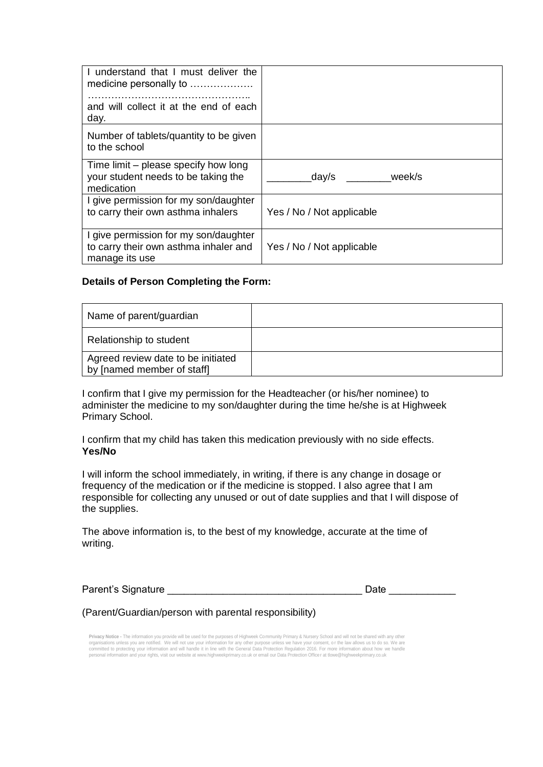| I understand that I must deliver the medicine personally to ……………… ……………………………………….. and will collect it at the end of each day. | |
|---|---|
| Number of tablets/quantity to be given to the school | |
| Time limit – please specify how long your student needs to be taking the medication | ________day/s ________week/s |
| I give permission for my son/daughter to carry their own asthma inhalers | Yes / No / Not applicable |
| I give permission for my son/daughter to carry their own asthma inhaler and manage its use | Yes / No / Not applicable |

**Details of Person Completing the Form:**

| Name of parent/guardian | |
|---|---|
| Relationship to student | |
| Agreed review date to be initiated by [named member of staff] | |

I confirm that I give my permission for the Headteacher (or his/her nominee) to administer the medicine to my son/daughter during the time he/she is at Highweek Primary School.

I confirm that my child has taken this medication previously with no side effects. **Yes/No**

I will inform the school immediately, in writing, if there is any change in dosage or frequency of the medication or if the medicine is stopped. I also agree that I am responsible for collecting any unused or out of date supplies and that I will dispose of the supplies.

The above information is, to the best of my knowledge, accurate at the time of writing.

Parent's Signature __________________________________ Date ____________

(Parent/Guardian/person with parental responsibility)

**Privacy Notice -** The information you provide will be used for the purposes of Highweek Community Primary & Nursery School and will not be shared with any other organisations unless you are notified. We will not use your information for any other purpose unless we have your consent, or the law allows us to do so. We are committed to protecting your information and will handle it in line with the General Data Protection Regulation 2016. For more information about how we handle personal information and your rights, visit our website at www.highweekprimary.co.uk or email our Data Protection Officer at tlowe@highweekprimary.co.uk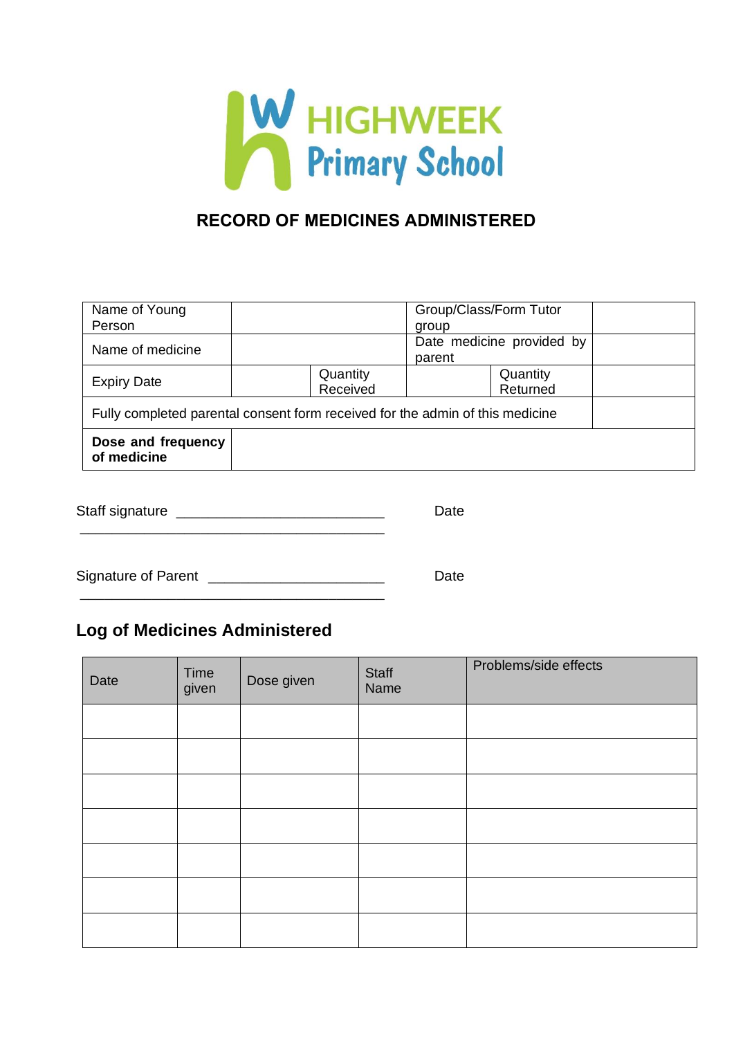HIGHWEEK Primary School

## RECORD OF MEDICINES ADMINISTERED

| Name of Young Person | | | Group/Class/Form Tutor group | | |
|---|---|---|---|---|---|
| Name of medicine | | | Date medicine provided by parent | | |
| Expiry Date | | Quantity Received | | Quantity Returned | |
| Fully completed parental consent form received for the admin of this medicine | | | | | |
| **Dose and frequency of medicine** | | | | | |

Staff signature ___________________________ Date ________________________________________

Signature of Parent _______________________ Date ________________________________________

### Log of Medicines Administered

| Date | Time given | Dose given | Staff Name | Problems/side effects |
|---|---|---|---|---|
| | | | | |
| | | | | |
| | | | | |
| | | | | |
| | | | | |
| | | | | |
| | | | | |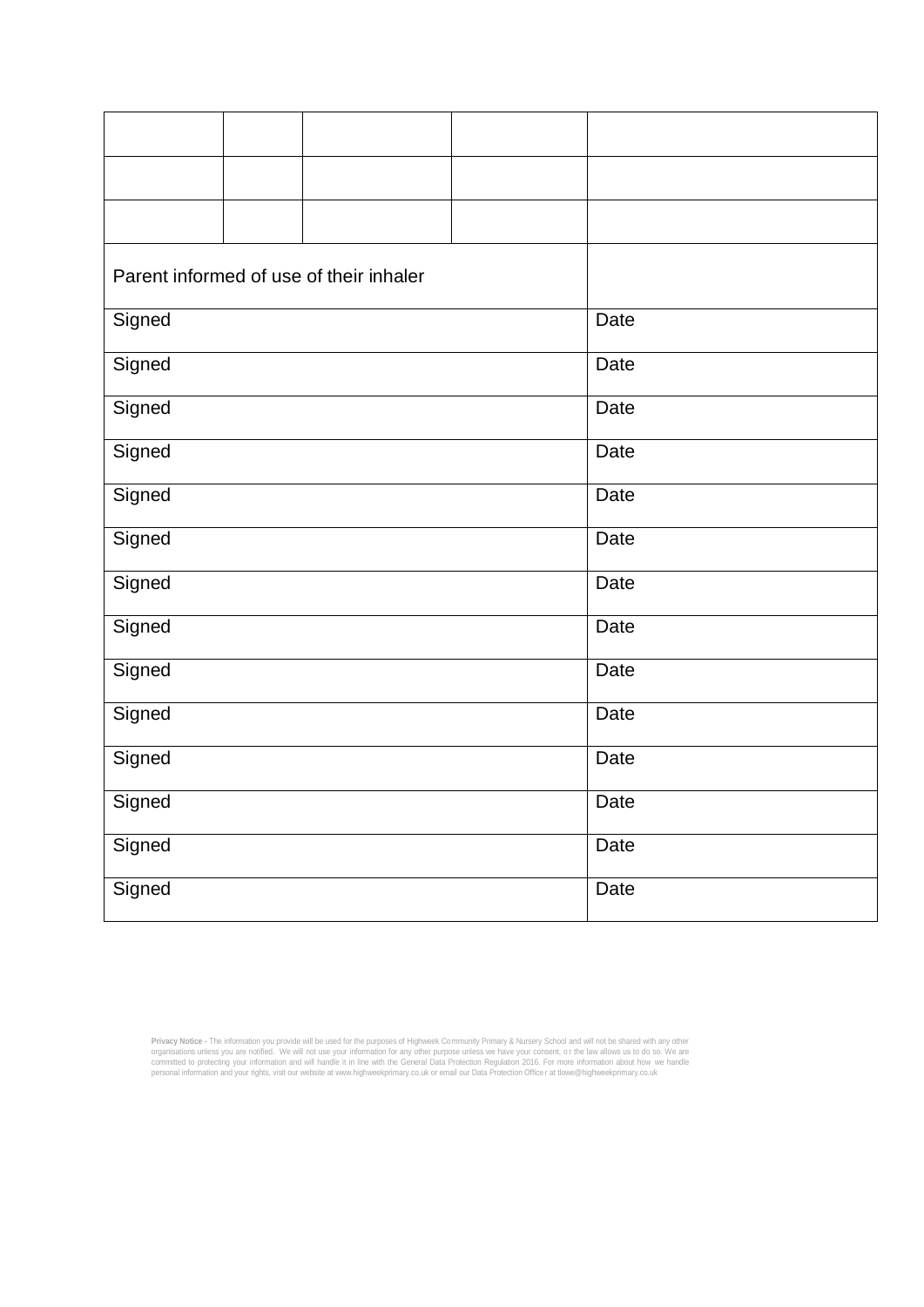| | | | | |
|---|---|---|---|---|
| | | | | |
| | | | | |
| | | | | |
| Parent informed of use of their inhaler | | | | |
| Signed | | | | Date |
| Signed | | | | Date |
| Signed | | | | Date |
| Signed | | | | Date |
| Signed | | | | Date |
| Signed | | | | Date |
| Signed | | | | Date |
| Signed | | | | Date |
| Signed | | | | Date |
| Signed | | | | Date |
| Signed | | | | Date |
| Signed | | | | Date |
| Signed | | | | Date |
| Signed | | | | Date |

**Privacy Notice -** The information you provide will be used for the purposes of Highweek Community Primary & Nursery School and will not be shared with any other organisations unless you are notified. We will not use your information for any other purpose unless we have your consent, or the law allows us to do so. We are committed to protecting your information and will handle it in line with the General Data Protection Regulation 2016. For more information about how we handle personal information and your rights, visit our website at www.highweekprimary.co.uk or email our Data Protection Officer at tlowe@highweekprimary.co.uk